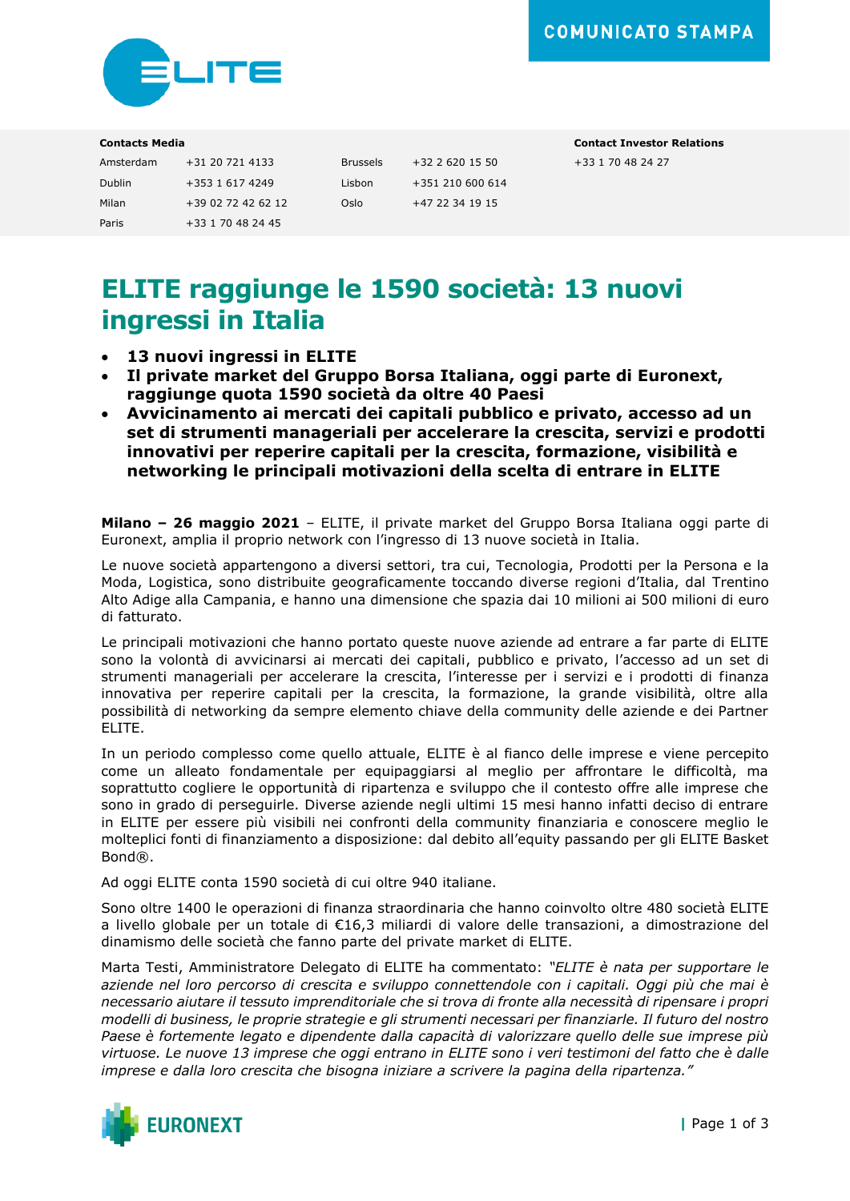COMUNICATO STAMPA

| | | | | |
|---|---|---|---|---|
| **Contacts Media** | | | | **Contact Investor Relations** |
| Amsterdam | +31 20 721 4133 | Brussels | +32 2 620 15 50 | +33 1 70 48 24 27 |
| Dublin | +353 1 617 4249 | Lisbon | +351 210 600 614 | |
| Milan | +39 02 72 42 62 12 | Oslo | +47 22 34 19 15 | |
| Paris | +33 1 70 48 24 45 | | | |

# ELITE raggiunge le 1590 società: 13 nuovi ingressi in Italia

- **13 nuovi ingressi in ELITE**
- **Il private market del Gruppo Borsa Italiana, oggi parte di Euronext, raggiunge quota 1590 società da oltre 40 Paesi**
- **Avvicinamento ai mercati dei capitali pubblico e privato, accesso ad un set di strumenti manageriali per accelerare la crescita, servizi e prodotti innovativi per reperire capitali per la crescita, formazione, visibilità e networking le principali motivazioni della scelta di entrare in ELITE**

**Milano – 26 maggio 2021** – ELITE, il private market del Gruppo Borsa Italiana oggi parte di Euronext, amplia il proprio network con l'ingresso di 13 nuove società in Italia.

Le nuove società appartengono a diversi settori, tra cui, Tecnologia, Prodotti per la Persona e la Moda, Logistica, sono distribuite geograficamente toccando diverse regioni d'Italia, dal Trentino Alto Adige alla Campania, e hanno una dimensione che spazia dai 10 milioni ai 500 milioni di euro di fatturato.

Le principali motivazioni che hanno portato queste nuove aziende ad entrare a far parte di ELITE sono la volontà di avvicinarsi ai mercati dei capitali, pubblico e privato, l'accesso ad un set di strumenti manageriali per accelerare la crescita, l'interesse per i servizi e i prodotti di finanza innovativa per reperire capitali per la crescita, la formazione, la grande visibilità, oltre alla possibilità di networking da sempre elemento chiave della community delle aziende e dei Partner ELITE.

In un periodo complesso come quello attuale, ELITE è al fianco delle imprese e viene percepito come un alleato fondamentale per equipaggiarsi al meglio per affrontare le difficoltà, ma soprattutto cogliere le opportunità di ripartenza e sviluppo che il contesto offre alle imprese che sono in grado di perseguirle. Diverse aziende negli ultimi 15 mesi hanno infatti deciso di entrare in ELITE per essere più visibili nei confronti della community finanziaria e conoscere meglio le molteplici fonti di finanziamento a disposizione: dal debito all'equity passando per gli ELITE Basket Bond®.

Ad oggi ELITE conta 1590 società di cui oltre 940 italiane.

Sono oltre 1400 le operazioni di finanza straordinaria che hanno coinvolto oltre 480 società ELITE a livello globale per un totale di €16,3 miliardi di valore delle transazioni, a dimostrazione del dinamismo delle società che fanno parte del private market di ELITE.

Marta Testi, Amministratore Delegato di ELITE ha commentato: *"ELITE è nata per supportare le aziende nel loro percorso di crescita e sviluppo connettendole con i capitali. Oggi più che mai è necessario aiutare il tessuto imprenditoriale che si trova di fronte alla necessità di ripensare i propri modelli di business, le proprie strategie e gli strumenti necessari per finanziarle. Il futuro del nostro Paese è fortemente legato e dipendente dalla capacità di valorizzare quello delle sue imprese più virtuose. Le nuove 13 imprese che oggi entrano in ELITE sono i veri testimoni del fatto che è dalle imprese e dalla loro crescita che bisogna iniziare a scrivere la pagina della ripartenza."*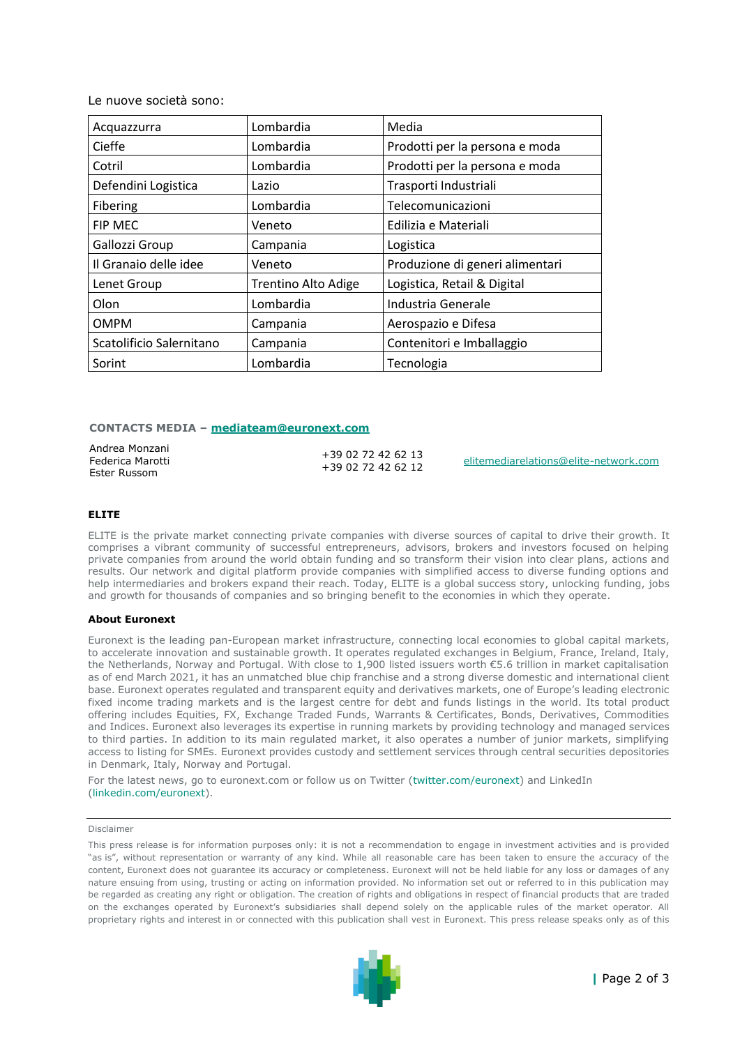Le nuove società sono:

| | | |
|---|---|---|
| Acquazzurra | Lombardia | Media |
| Cieffe | Lombardia | Prodotti per la persona e moda |
| Cotril | Lombardia | Prodotti per la persona e moda |
| Defendini Logistica | Lazio | Trasporti Industriali |
| Fibering | Lombardia | Telecomunicazioni |
| FIP MEC | Veneto | Edilizia e Materiali |
| Gallozzi Group | Campania | Logistica |
| Il Granaio delle idee | Veneto | Produzione di generi alimentari |
| Lenet Group | Trentino Alto Adige | Logistica, Retail & Digital |
| Olon | Lombardia | Industria Generale |
| OMPM | Campania | Aerospazio e Difesa |
| Scatolificio Salernitano | Campania | Contenitori e Imballaggio |
| Sorint | Lombardia | Tecnologia |

**CONTACTS MEDIA – mediateam@euronext.com**

Andrea Monzani
Federica Marotti
Ester Russom

+39 02 72 42 62 13
+39 02 72 42 62 12

elitemediarelations@elite-network.com

**ELITE**

ELITE is the private market connecting private companies with diverse sources of capital to drive their growth. It comprises a vibrant community of successful entrepreneurs, advisors, brokers and investors focused on helping private companies from around the world obtain funding and so transform their vision into clear plans, actions and results. Our network and digital platform provide companies with simplified access to diverse funding options and help intermediaries and brokers expand their reach. Today, ELITE is a global success story, unlocking funding, jobs and growth for thousands of companies and so bringing benefit to the economies in which they operate.

**About Euronext**

Euronext is the leading pan-European market infrastructure, connecting local economies to global capital markets, to accelerate innovation and sustainable growth. It operates regulated exchanges in Belgium, France, Ireland, Italy, the Netherlands, Norway and Portugal. With close to 1,900 listed issuers worth €5.6 trillion in market capitalisation as of end March 2021, it has an unmatched blue chip franchise and a strong diverse domestic and international client base. Euronext operates regulated and transparent equity and derivatives markets, one of Europe's leading electronic fixed income trading markets and is the largest centre for debt and funds listings in the world. Its total product offering includes Equities, FX, Exchange Traded Funds, Warrants & Certificates, Bonds, Derivatives, Commodities and Indices. Euronext also leverages its expertise in running markets by providing technology and managed services to third parties. In addition to its main regulated market, it also operates a number of junior markets, simplifying access to listing for SMEs. Euronext provides custody and settlement services through central securities depositories in Denmark, Italy, Norway and Portugal.

For the latest news, go to euronext.com or follow us on Twitter (twitter.com/euronext) and LinkedIn (linkedin.com/euronext).

Disclaimer

This press release is for information purposes only: it is not a recommendation to engage in investment activities and is provided "as is", without representation or warranty of any kind. While all reasonable care has been taken to ensure the accuracy of the content, Euronext does not guarantee its accuracy or completeness. Euronext will not be held liable for any loss or damages of any nature ensuing from using, trusting or acting on information provided. No information set out or referred to in this publication may be regarded as creating any right or obligation. The creation of rights and obligations in respect of financial products that are traded on the exchanges operated by Euronext's subsidiaries shall depend solely on the applicable rules of the market operator. All proprietary rights and interest in or connected with this publication shall vest in Euronext. This press release speaks only as of this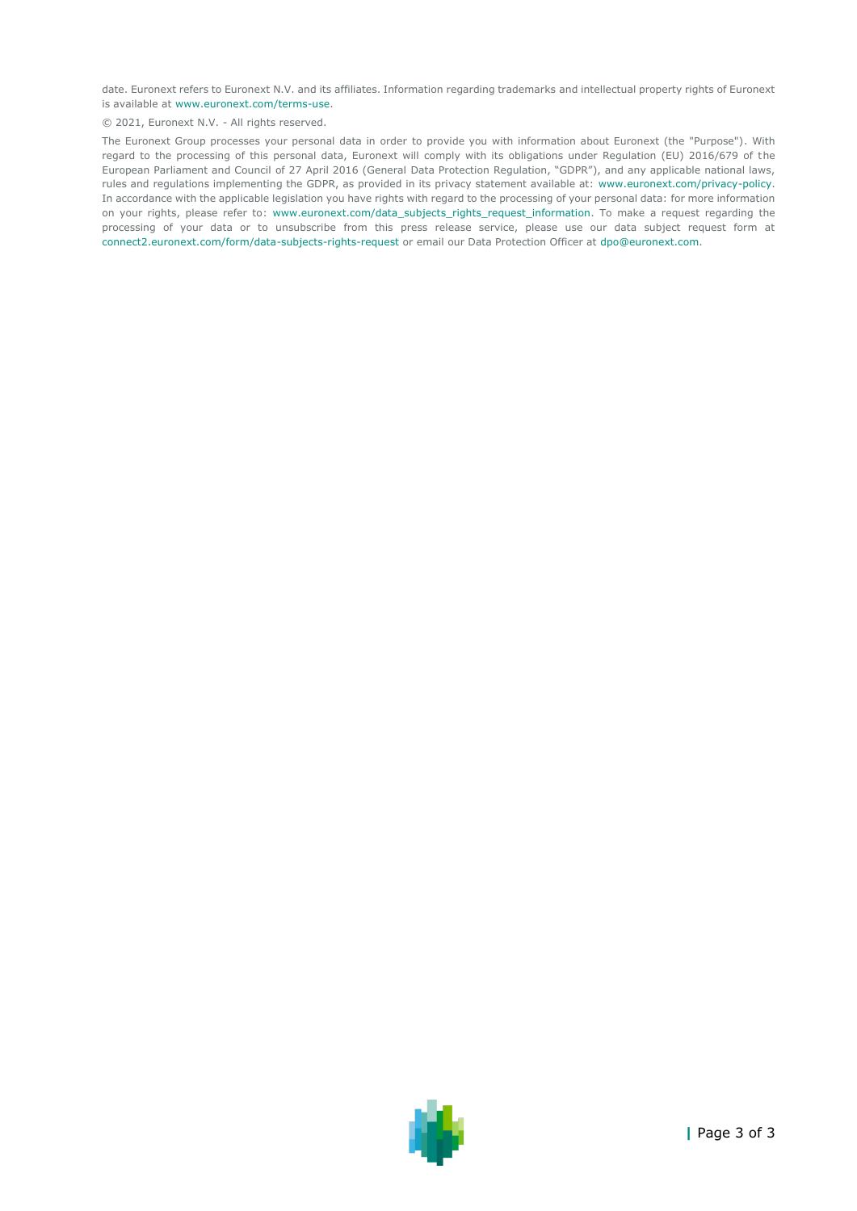date. Euronext refers to Euronext N.V. and its affiliates. Information regarding trademarks and intellectual property rights of Euronext is available at www.euronext.com/terms-use.

© 2021, Euronext N.V. - All rights reserved.

The Euronext Group processes your personal data in order to provide you with information about Euronext (the "Purpose"). With regard to the processing of this personal data, Euronext will comply with its obligations under Regulation (EU) 2016/679 of the European Parliament and Council of 27 April 2016 (General Data Protection Regulation, "GDPR"), and any applicable national laws, rules and regulations implementing the GDPR, as provided in its privacy statement available at: www.euronext.com/privacy-policy. In accordance with the applicable legislation you have rights with regard to the processing of your personal data: for more information on your rights, please refer to: www.euronext.com/data_subjects_rights_request_information. To make a request regarding the processing of your data or to unsubscribe from this press release service, please use our data subject request form at connect2.euronext.com/form/data-subjects-rights-request or email our Data Protection Officer at dpo@euronext.com.